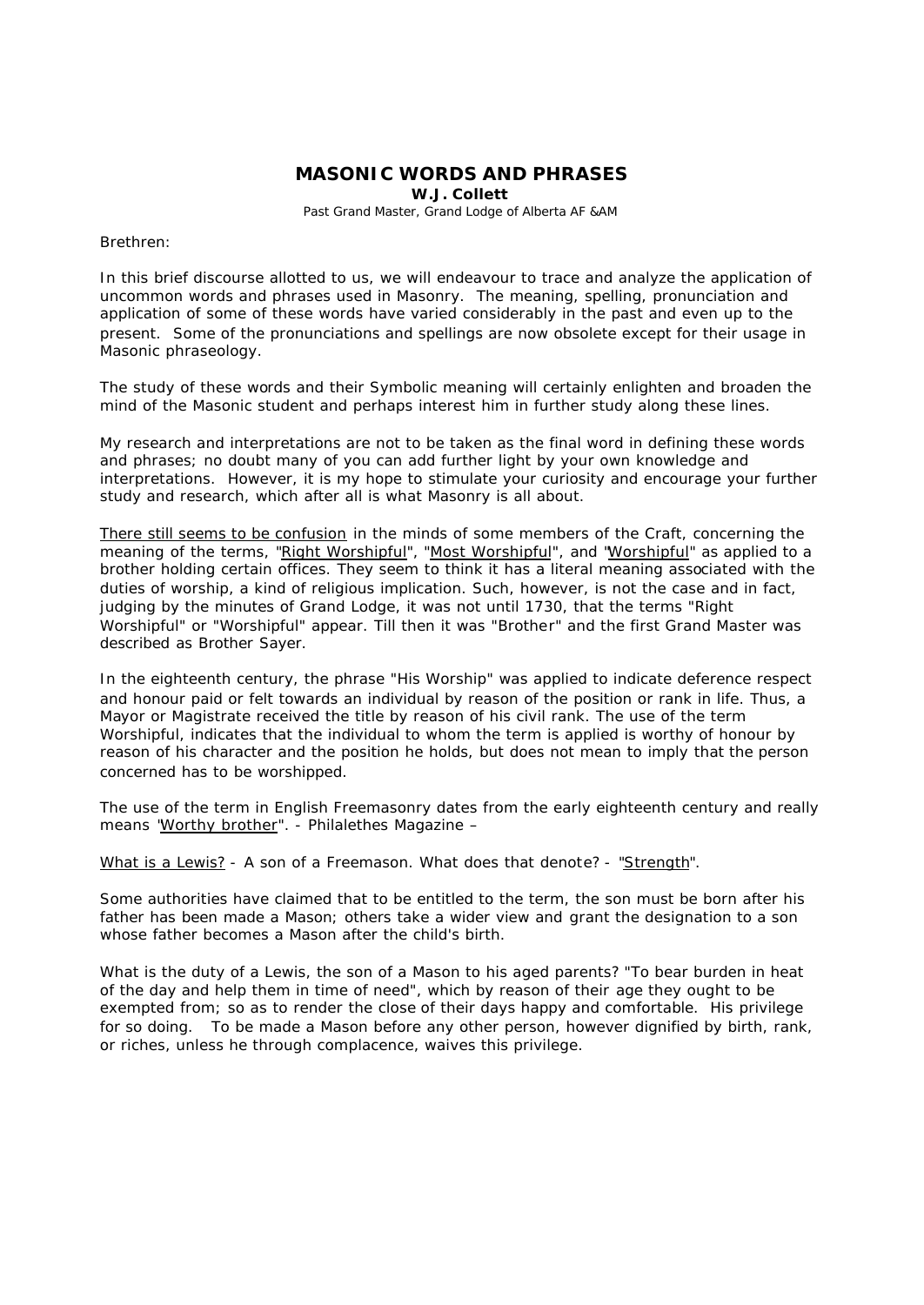# MASONIC WORDS AND PHRASES

**W.J. Collett**

Past Grand Master, Grand Lodge of Alberta AF &AM

Brethren:

In this brief discourse allotted to us, we will endeavour to trace and analyze the application of uncommon words and phrases used in Masonry. The meaning, spelling, pronunciation and application of some of these words have varied considerably in the past and even up to the present. Some of the pronunciations and spellings are now obsolete except for their usage in Masonic phraseology.

The study of these words and their Symbolic meaning will certainly enlighten and broaden the mind of the Masonic student and perhaps interest him in further study along these lines.

My research and interpretations are not to be taken as the final word in defining these words and phrases; no doubt many of you can add further light by your own knowledge and interpretations. However, it is my hope to stimulate your curiosity and encourage your further study and research, which after all is what Masonry is all about.

<u>There still seems to be confusion</u> in the minds of some members of the Craft, concerning the meaning of the terms, "<u>Right Worshipful</u>", "<u>Most Worshipful</u>", and "<u>Worshipful</u>" as applied to a brother holding certain offices. They seem to think it has a literal meaning associated with the duties of worship, a kind of religious implication. Such, however, is not the case and in fact, judging by the minutes of Grand Lodge, it was not until 1730, that the terms "Right Worshipful" or "Worshipful" appear. Till then it was "Brother" and the first Grand Master was described as Brother Sayer.

In the eighteenth century, the phrase "His Worship" was applied to indicate deference respect and honour paid or felt towards an individual by reason of the position or rank in life. Thus, a Mayor or Magistrate received the title by reason of his civil rank. The use of the term Worshipful, indicates that the individual to whom the term is applied is worthy of honour by reason of his character and the position he holds, but does not mean to imply that the person concerned has to be worshipped.

The use of the term in English Freemasonry dates from the early eighteenth century and really means "<u>Worthy brother</u>". - Philalethes Magazine –

<u>What is a Lewis?</u> - A son of a Freemason. What does that denote? - "<u>Strength</u>".

Some authorities have claimed that to be entitled to the term, the son must be born after his father has been made a Mason; others take a wider view and grant the designation to a son whose father becomes a Mason after the child's birth.

What is the duty of a Lewis, the son of a Mason to his aged parents? "To bear burden in heat of the day and help them in time of need", which by reason of their age they ought to be exempted from; so as to render the close of their days happy and comfortable. His privilege for so doing. To be made a Mason before any other person, however dignified by birth, rank, or riches, unless he through complacence, waives this privilege.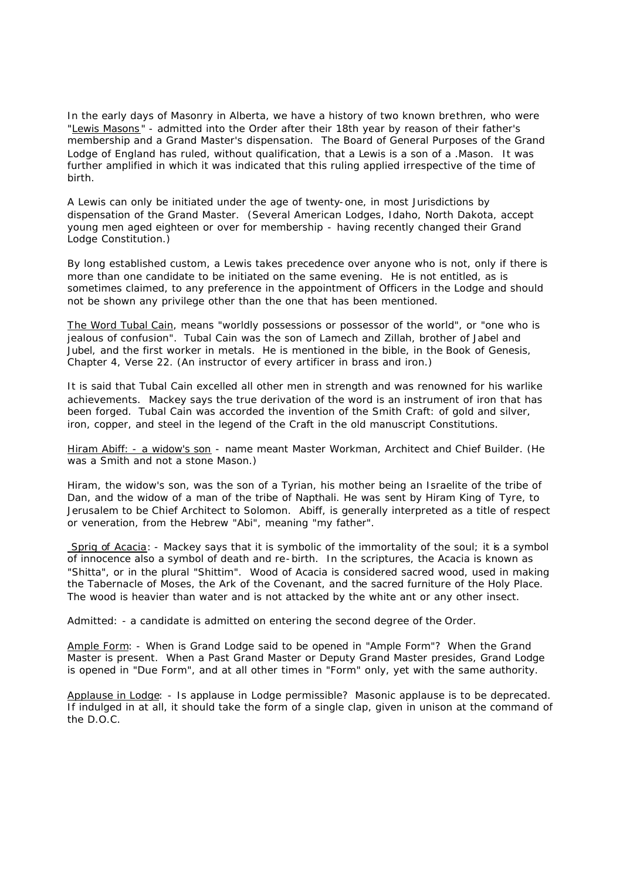In the early days of Masonry in Alberta, we have a history of two known brethren, who were "Lewis Masons" - admitted into the Order after their 18th year by reason of their father's membership and a Grand Master's dispensation. The Board of General Purposes of the Grand Lodge of England has ruled, without qualification, that a Lewis is a son of a .Mason. It was further amplified in which it was indicated that this ruling applied irrespective of the time of birth.

A Lewis can only be initiated under the age of twenty-one, in most Jurisdictions by dispensation of the Grand Master. (Several American Lodges, Idaho, North Dakota, accept young men aged eighteen or over for membership - having recently changed their Grand Lodge Constitution.)

By long established custom, a Lewis takes precedence over anyone who is not, only if there is more than one candidate to be initiated on the same evening. He is not entitled, as is sometimes claimed, to any preference in the appointment of Officers in the Lodge and should not be shown any privilege other than the one that has been mentioned.

The Word Tubal Cain, means "worldly possessions or possessor of the world", or "one who is jealous of confusion". Tubal Cain was the son of Lamech and Zillah, brother of Jabel and Jubel, and the first worker in metals. He is mentioned in the bible, in the Book of Genesis, Chapter 4, Verse 22. (An instructor of every artificer in brass and iron.)

It is said that Tubal Cain excelled all other men in strength and was renowned for his warlike achievements. Mackey says the true derivation of the word is an instrument of iron that has been forged. Tubal Cain was accorded the invention of the Smith Craft: of gold and silver, iron, copper, and steel in the legend of the Craft in the old manuscript Constitutions.

Hiram Abiff: - a widow's son - name meant Master Workman, Architect and Chief Builder. (He was a Smith and not a stone Mason.)

Hiram, the widow's son, was the son of a Tyrian, his mother being an Israelite of the tribe of Dan, and the widow of a man of the tribe of Napthali. He was sent by Hiram King of Tyre, to Jerusalem to be Chief Architect to Solomon. Abiff, is generally interpreted as a title of respect or veneration, from the Hebrew "Abi", meaning "my father".

Sprig of Acacia: - Mackey says that it is symbolic of the immortality of the soul; it is a symbol of innocence also a symbol of death and re-birth. In the scriptures, the Acacia is known as "Shitta", or in the plural "Shittim". Wood of Acacia is considered sacred wood, used in making the Tabernacle of Moses, the Ark of the Covenant, and the sacred furniture of the Holy Place. The wood is heavier than water and is not attacked by the white ant or any other insect.

Admitted: - a candidate is admitted on entering the second degree of the Order.

Ample Form: - When is Grand Lodge said to be opened in "Ample Form"? When the Grand Master is present. When a Past Grand Master or Deputy Grand Master presides, Grand Lodge is opened in "Due Form", and at all other times in "Form" only, yet with the same authority.

Applause in Lodge: - Is applause in Lodge permissible? Masonic applause is to be deprecated. If indulged in at all, it should take the form of a single clap, given in unison at the command of the D.O.C.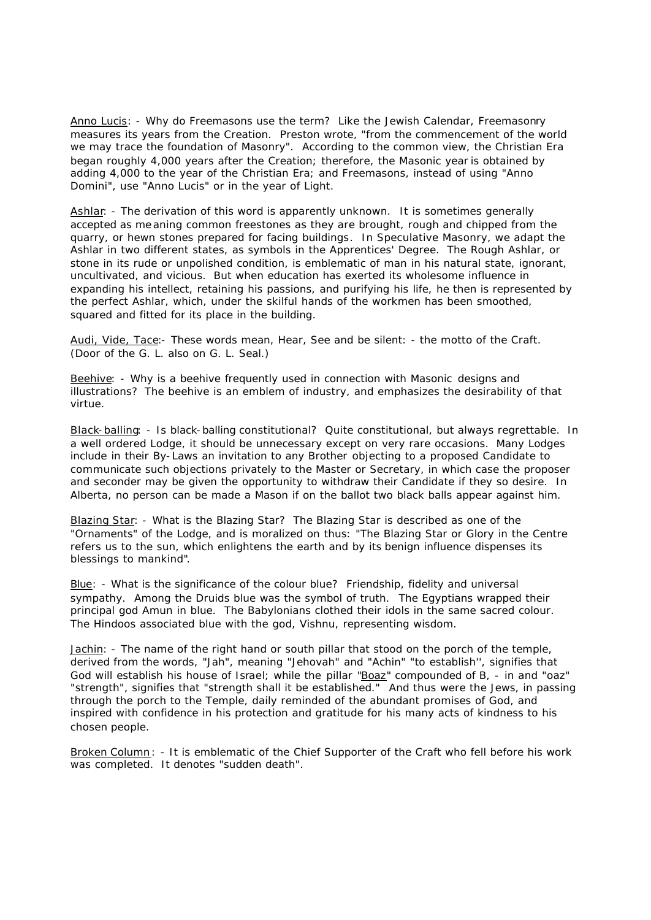<u>Anno Lucis</u>: - Why do Freemasons use the term? Like the Jewish Calendar, Freemasonry measures its years from the Creation. Preston wrote, "from the commencement of the world we may trace the foundation of Masonry". According to the common view, the Christian Era began roughly 4,000 years after the Creation; therefore, the Masonic year is obtained by adding 4,000 to the year of the Christian Era; and Freemasons, instead of using "Anno Domini", use "Anno Lucis" or in the year of Light.

<u>Ashlar</u>: - The derivation of this word is apparently unknown. It is sometimes generally accepted as meaning common freestones as they are brought, rough and chipped from the quarry, or hewn stones prepared for facing buildings. In Speculative Masonry, we adapt the Ashlar in two different states, as symbols in the Apprentices' Degree. The Rough Ashlar, or stone in its rude or unpolished condition, is emblematic of man in his natural state, ignorant, uncultivated, and vicious. But when education has exerted its wholesome influence in expanding his intellect, retaining his passions, and purifying his life, he then is represented by the perfect Ashlar, which, under the skilful hands of the workmen has been smoothed, squared and fitted for its place in the building.

<u>Audi, Vide, Tace</u>:- These words mean, Hear, See and be silent: - the motto of the Craft. (Door of the G. L. also on G. L. Seal.)

<u>Beehive</u>: - Why is a beehive frequently used in connection with Masonic designs and illustrations? The beehive is an emblem of industry, and emphasizes the desirability of that virtue.

<u>Black-balling</u>: - Is black-balling constitutional? Quite constitutional, but always regrettable. In a well ordered Lodge, it should be unnecessary except on very rare occasions. Many Lodges include in their By-Laws an invitation to any Brother objecting to a proposed Candidate to communicate such objections privately to the Master or Secretary, in which case the proposer and seconder may be given the opportunity to withdraw their Candidate if they so desire. In Alberta, no person can be made a Mason if on the ballot two black balls appear against him.

<u>Blazing Star</u>: - What is the Blazing Star? The Blazing Star is described as one of the "Ornaments" of the Lodge, and is moralized on thus: "The Blazing Star or Glory in the Centre refers us to the sun, which enlightens the earth and by its benign influence dispenses its blessings to mankind".

<u>Blue</u>: - What is the significance of the colour blue? Friendship, fidelity and universal sympathy. Among the Druids blue was the symbol of truth. The Egyptians wrapped their principal god Amun in blue. The Babylonians clothed their idols in the same sacred colour. The Hindoos associated blue with the god, Vishnu, representing wisdom.

<u>Jachin</u>: - The name of the right hand or south pillar that stood on the porch of the temple, derived from the words, "Jah", meaning "Jehovah" and "Achin" "to establish'', signifies that God will establish his house of Israel; while the pillar "<u>Boaz</u>" compounded of B, - in and "oaz" "strength", signifies that "strength shall it be established." And thus were the Jews, in passing through the porch to the Temple, daily reminded of the abundant promises of God, and inspired with confidence in his protection and gratitude for his many acts of kindness to his chosen people.

<u>Broken Column</u>: - It is emblematic of the Chief Supporter of the Craft who fell before his work was completed. It denotes "sudden death".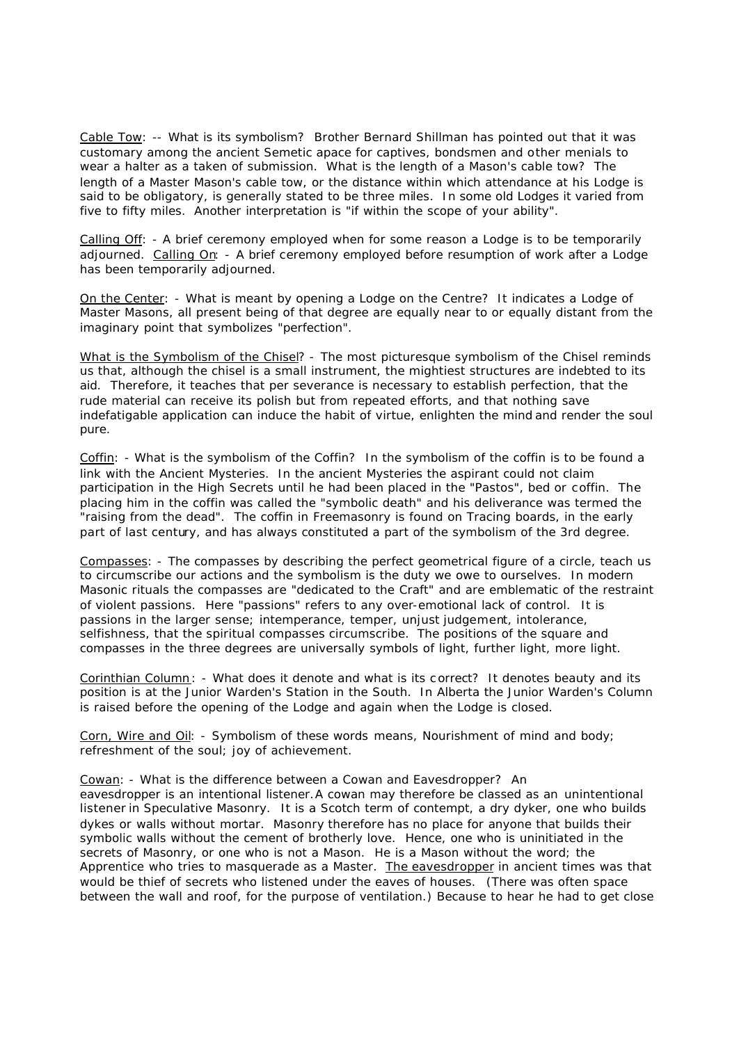Cable Tow: -- What is its symbolism? Brother Bernard Shillman has pointed out that it was customary among the ancient Semetic apace for captives, bondsmen and other menials to wear a halter as a taken of submission. What is the length of a Mason's cable tow? The length of a Master Mason's cable tow, or the distance within which attendance at his Lodge is said to be obligatory, is generally stated to be three miles. In some old Lodges it varied from five to fifty miles. Another interpretation is "if within the scope of your ability".

Calling Off: - A brief ceremony employed when for some reason a Lodge is to be temporarily adjourned. Calling On: - A brief ceremony employed before resumption of work after a Lodge has been temporarily adjourned.

On the Center: - What is meant by opening a Lodge on the Centre? It indicates a Lodge of Master Masons, all present being of that degree are equally near to or equally distant from the imaginary point that symbolizes "perfection".

What is the Symbolism of the Chisel? - The most picturesque symbolism of the Chisel reminds us that, although the chisel is a small instrument, the mightiest structures are indebted to its aid. Therefore, it teaches that per severance is necessary to establish perfection, that the rude material can receive its polish but from repeated efforts, and that nothing save indefatigable application can induce the habit of virtue, enlighten the mind and render the soul pure.

Coffin: - What is the symbolism of the Coffin? In the symbolism of the coffin is to be found a link with the Ancient Mysteries. In the ancient Mysteries the aspirant could not claim participation in the High Secrets until he had been placed in the "Pastos", bed or coffin. The placing him in the coffin was called the "symbolic death" and his deliverance was termed the "raising from the dead". The coffin in Freemasonry is found on Tracing boards, in the early part of last century, and has always constituted a part of the symbolism of the 3rd degree.

Compasses: - The compasses by describing the perfect geometrical figure of a circle, teach us to circumscribe our actions and the symbolism is the duty we owe to ourselves. In modern Masonic rituals the compasses are "dedicated to the Craft" and are emblematic of the restraint of violent passions. Here "passions" refers to any over-emotional lack of control. It is passions in the larger sense; intemperance, temper, unjust judgement, intolerance, selfishness, that the spiritual compasses circumscribe. The positions of the square and compasses in the three degrees are universally symbols of light, further light, more light.

Corinthian Column: - What does it denote and what is its correct? It denotes beauty and its position is at the Junior Warden's Station in the South. In Alberta the Junior Warden's Column is raised before the opening of the Lodge and again when the Lodge is closed.

Corn, Wire and Oil: - Symbolism of these words means, Nourishment of mind and body; refreshment of the soul; joy of achievement.

Cowan: - What is the difference between a Cowan and Eavesdropper? An eavesdropper is an intentional listener. A cowan may therefore be classed as an unintentional listener in Speculative Masonry. It is a Scotch term of contempt, a dry dyker, one who builds dykes or walls without mortar. Masonry therefore has no place for anyone that builds their symbolic walls without the cement of brotherly love. Hence, one who is uninitiated in the secrets of Masonry, or one who is not a Mason. He is a Mason without the word; the Apprentice who tries to masquerade as a Master. The eavesdropper in ancient times was that would be thief of secrets who listened under the eaves of houses. (There was often space between the wall and roof, for the purpose of ventilation.) Because to hear he had to get close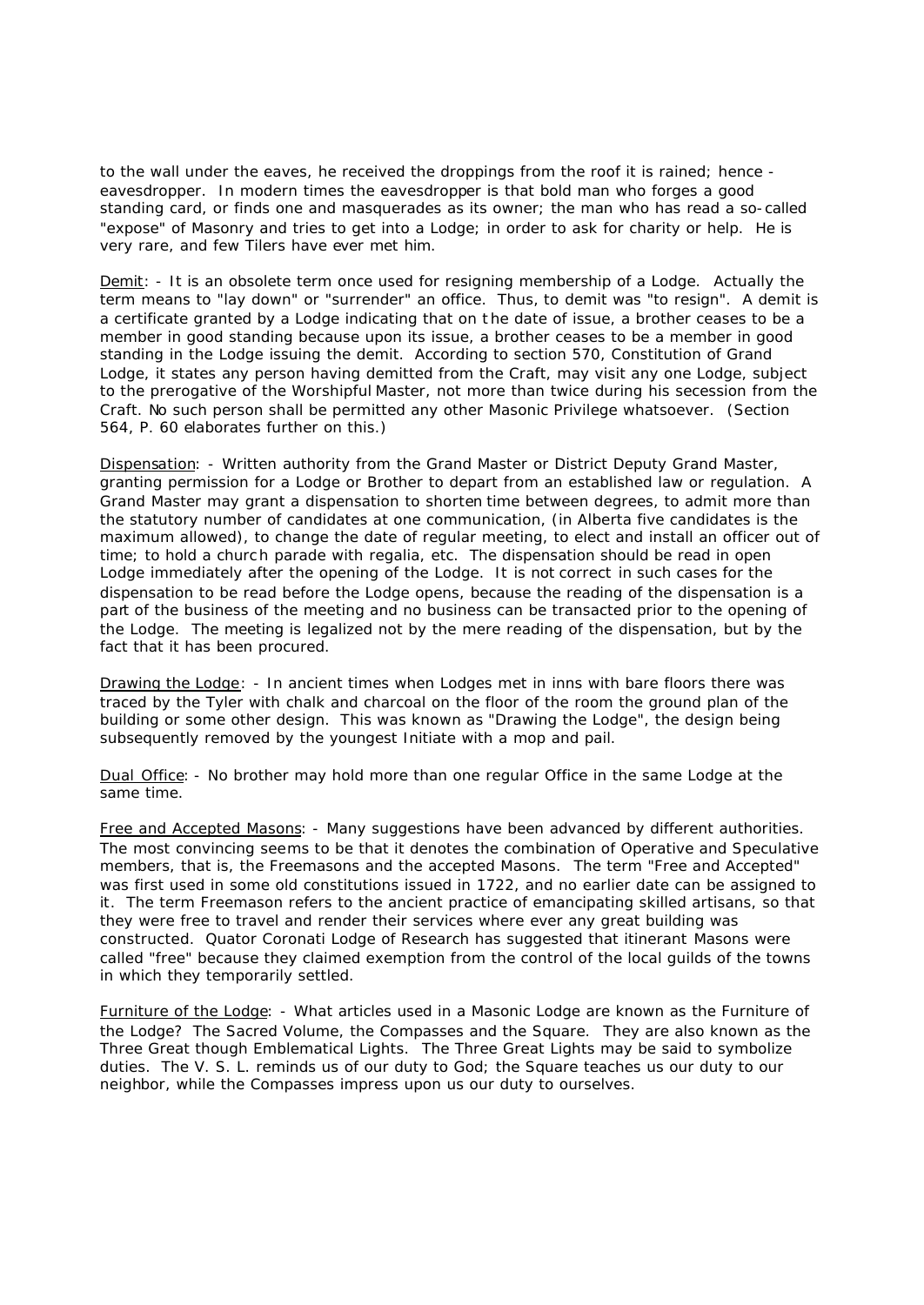to the wall under the eaves, he received the droppings from the roof it is rained; hence - eavesdropper. In modern times the eavesdropper is that bold man who forges a good standing card, or finds one and masquerades as its owner; the man who has read a so-called "expose" of Masonry and tries to get into a Lodge; in order to ask for charity or help. He is very rare, and few Tilers have ever met him.

Demit: - It is an obsolete term once used for resigning membership of a Lodge. Actually the term means to "lay down" or "surrender" an office. Thus, to demit was "to resign". A demit is a certificate granted by a Lodge indicating that on the date of issue, a brother ceases to be a member in good standing because upon its issue, a brother ceases to be a member in good standing in the Lodge issuing the demit. According to section 570, Constitution of Grand Lodge, it states any person having demitted from the Craft, may visit any one Lodge, subject to the prerogative of the Worshipful Master, not more than twice during his secession from the Craft. No such person shall be permitted any other Masonic Privilege whatsoever. (Section 564, P. 60 elaborates further on this.)

Dispensation: - Written authority from the Grand Master or District Deputy Grand Master, granting permission for a Lodge or Brother to depart from an established law or regulation. A Grand Master may grant a dispensation to shorten time between degrees, to admit more than the statutory number of candidates at one communication, (in Alberta five candidates is the maximum allowed), to change the date of regular meeting, to elect and install an officer out of time; to hold a church parade with regalia, etc. The dispensation should be read in open Lodge immediately after the opening of the Lodge. It is not correct in such cases for the dispensation to be read before the Lodge opens, because the reading of the dispensation is a part of the business of the meeting and no business can be transacted prior to the opening of the Lodge. The meeting is legalized not by the mere reading of the dispensation, but by the fact that it has been procured.

Drawing the Lodge: - In ancient times when Lodges met in inns with bare floors there was traced by the Tyler with chalk and charcoal on the floor of the room the ground plan of the building or some other design. This was known as "Drawing the Lodge", the design being subsequently removed by the youngest Initiate with a mop and pail.

Dual Office: - No brother may hold more than one regular Office in the same Lodge at the same time.

Free and Accepted Masons: - Many suggestions have been advanced by different authorities. The most convincing seems to be that it denotes the combination of Operative and Speculative members, that is, the Freemasons and the accepted Masons. The term "Free and Accepted" was first used in some old constitutions issued in 1722, and no earlier date can be assigned to it. The term Freemason refers to the ancient practice of emancipating skilled artisans, so that they were free to travel and render their services where ever any great building was constructed. Quator Coronati Lodge of Research has suggested that itinerant Masons were called "free" because they claimed exemption from the control of the local guilds of the towns in which they temporarily settled.

Furniture of the Lodge: - What articles used in a Masonic Lodge are known as the Furniture of the Lodge? The Sacred Volume, the Compasses and the Square. They are also known as the Three Great though Emblematical Lights. The Three Great Lights may be said to symbolize duties. The V. S. L. reminds us of our duty to God; the Square teaches us our duty to our neighbor, while the Compasses impress upon us our duty to ourselves.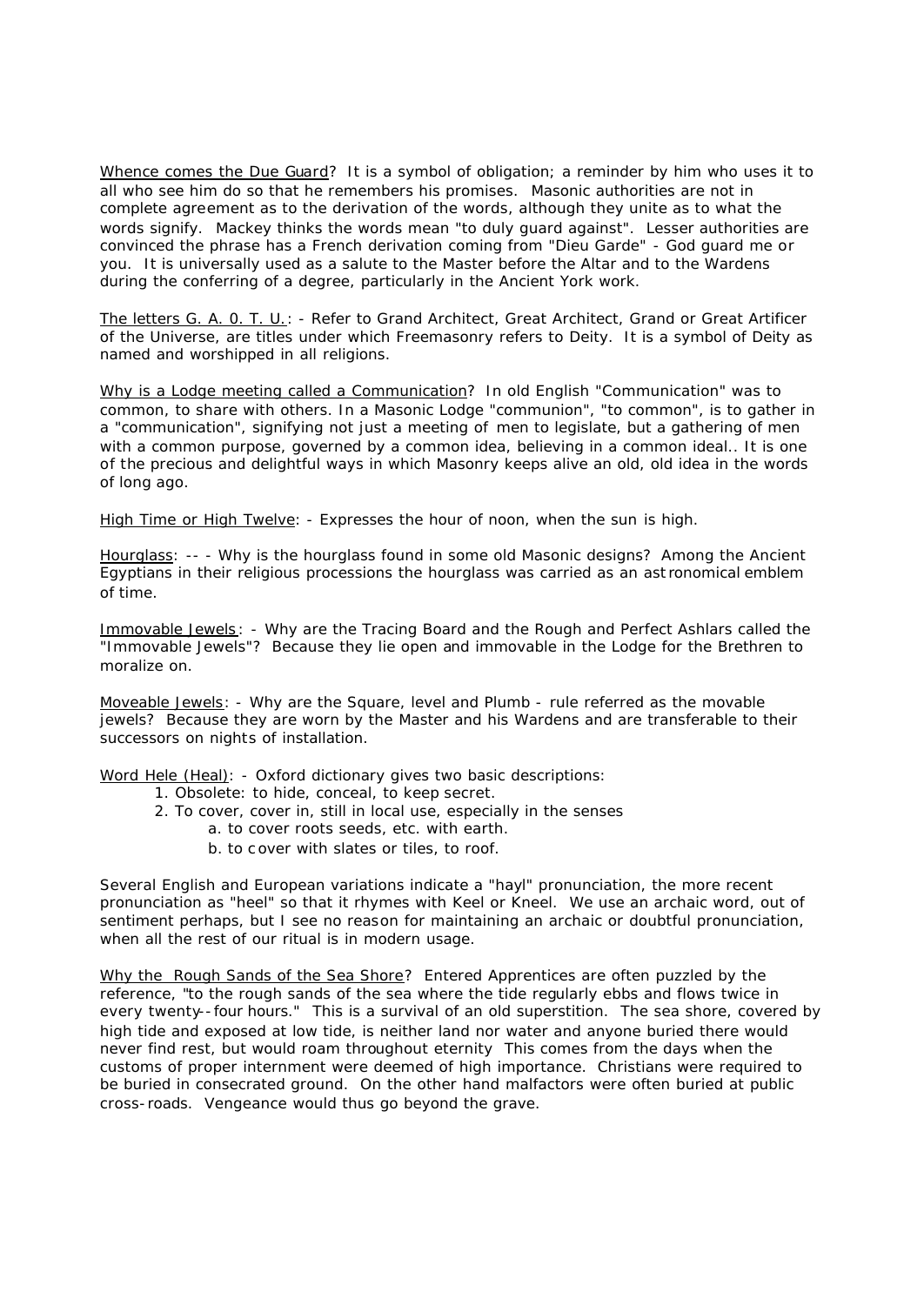Whence comes the Due Guard? It is a symbol of obligation; a reminder by him who uses it to all who see him do so that he remembers his promises. Masonic authorities are not in complete agreement as to the derivation of the words, although they unite as to what the words signify. Mackey thinks the words mean "to duly guard against". Lesser authorities are convinced the phrase has a French derivation coming from "Dieu Garde" - God guard me or you. It is universally used as a salute to the Master before the Altar and to the Wardens during the conferring of a degree, particularly in the Ancient York work.

The letters G. A. 0. T. U.: - Refer to Grand Architect, Great Architect, Grand or Great Artificer of the Universe, are titles under which Freemasonry refers to Deity. It is a symbol of Deity as named and worshipped in all religions.

Why is a Lodge meeting called a Communication? In old English "Communication" was to common, to share with others. In a Masonic Lodge "communion", "to common", is to gather in a "communication", signifying not just a meeting of men to legislate, but a gathering of men with a common purpose, governed by a common idea, believing in a common ideal.. It is one of the precious and delightful ways in which Masonry keeps alive an old, old idea in the words of long ago.

High Time or High Twelve: - Expresses the hour of noon, when the sun is high.

Hourglass: -- - Why is the hourglass found in some old Masonic designs? Among the Ancient Egyptians in their religious processions the hourglass was carried as an astronomical emblem of time.

Immovable Jewels: - Why are the Tracing Board and the Rough and Perfect Ashlars called the "Immovable Jewels"? Because they lie open and immovable in the Lodge for the Brethren to moralize on.

Moveable Jewels: - Why are the Square, level and Plumb - rule referred as the movable jewels? Because they are worn by the Master and his Wardens and are transferable to their successors on nights of installation.

Word Hele (Heal): - Oxford dictionary gives two basic descriptions:

1. Obsolete: to hide, conceal, to keep secret.
2. To cover, cover in, still in local use, especially in the senses
    a. to cover roots seeds, etc. with earth.
    b. to cover with slates or tiles, to roof.

Several English and European variations indicate a "hayl" pronunciation, the more recent pronunciation as "heel" so that it rhymes with Keel or Kneel. We use an archaic word, out of sentiment perhaps, but I see no reason for maintaining an archaic or doubtful pronunciation, when all the rest of our ritual is in modern usage.

Why the Rough Sands of the Sea Shore? Entered Apprentices are often puzzled by the reference, "to the rough sands of the sea where the tide regularly ebbs and flows twice in every twenty--four hours." This is a survival of an old superstition. The sea shore, covered by high tide and exposed at low tide, is neither land nor water and anyone buried there would never find rest, but would roam throughout eternity This comes from the days when the customs of proper internment were deemed of high importance. Christians were required to be buried in consecrated ground. On the other hand malfactors were often buried at public cross-roads. Vengeance would thus go beyond the grave.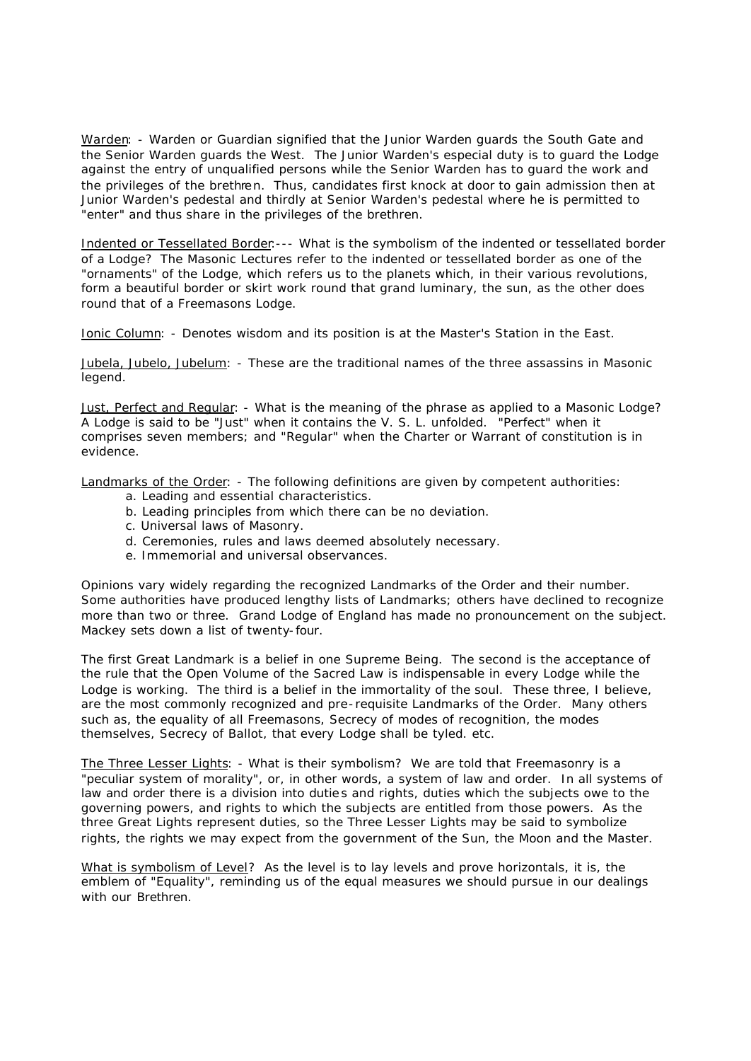<u>Warden</u>: - Warden or Guardian signified that the Junior Warden guards the South Gate and the Senior Warden guards the West. The Junior Warden's especial duty is to guard the Lodge against the entry of unqualified persons while the Senior Warden has to guard the work and the privileges of the brethren. Thus, candidates first knock at door to gain admission then at Junior Warden's pedestal and thirdly at Senior Warden's pedestal where he is permitted to "enter" and thus share in the privileges of the brethren.

<u>Indented or Tessellated Border</u>:--- What is the symbolism of the indented or tessellated border of a Lodge? The Masonic Lectures refer to the indented or tessellated border as one of the "ornaments" of the Lodge, which refers us to the planets which, in their various revolutions, form a beautiful border or skirt work round that grand luminary, the sun, as the other does round that of a Freemasons Lodge.

<u>Ionic Column</u>: - Denotes wisdom and its position is at the Master's Station in the East.

<u>Jubela, Jubelo, Jubelum</u>: - These are the traditional names of the three assassins in Masonic legend.

<u>Just, Perfect and Regular</u>: - What is the meaning of the phrase as applied to a Masonic Lodge? A Lodge is said to be "Just" when it contains the V. S. L. unfolded. "Perfect" when it comprises seven members; and "Regular" when the Charter or Warrant of constitution is in evidence.

<u>Landmarks of the Order</u>: - The following definitions are given by competent authorities:

a. Leading and essential characteristics.
b. Leading principles from which there can be no deviation.
c. Universal laws of Masonry.
d. Ceremonies, rules and laws deemed absolutely necessary.
e. Immemorial and universal observances.

Opinions vary widely regarding the recognized Landmarks of the Order and their number. Some authorities have produced lengthy lists of Landmarks; others have declined to recognize more than two or three. Grand Lodge of England has made no pronouncement on the subject. Mackey sets down a list of twenty-four.

The first Great Landmark is a belief in one Supreme Being. The second is the acceptance of the rule that the Open Volume of the Sacred Law is indispensable in every Lodge while the Lodge is working. The third is a belief in the immortality of the soul. These three, I believe, are the most commonly recognized and pre-requisite Landmarks of the Order. Many others such as, the equality of all Freemasons, Secrecy of modes of recognition, the modes themselves, Secrecy of Ballot, that every Lodge shall be tyled. etc.

<u>The Three Lesser Lights</u>: - What is their symbolism? We are told that Freemasonry is a "peculiar system of morality", or, in other words, a system of law and order. In all systems of law and order there is a division into duties and rights, duties which the subjects owe to the governing powers, and rights to which the subjects are entitled from those powers. As the three Great Lights represent duties, so the Three Lesser Lights may be said to symbolize rights, the rights we may expect from the government of the Sun, the Moon and the Master.

<u>What is symbolism of Level</u>? As the level is to lay levels and prove horizontals, it is, the emblem of "Equality", reminding us of the equal measures we should pursue in our dealings with our Brethren.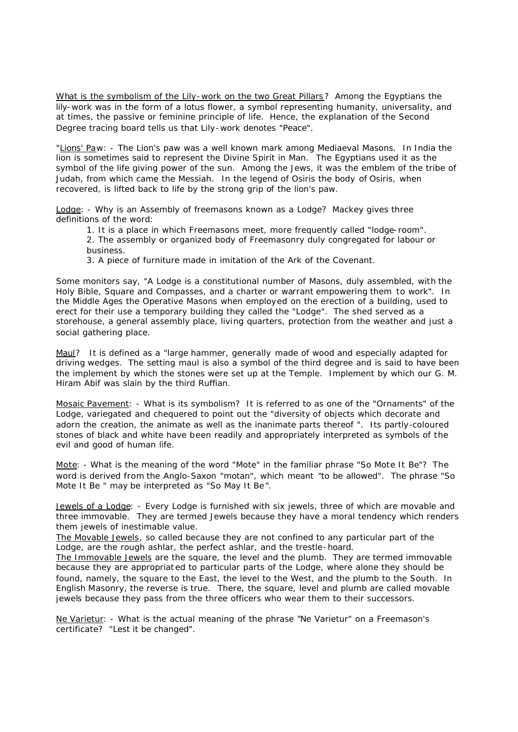<u>What is the symbolism of the Lily-work on the two Great Pillars</u>? Among the Egyptians the lily-work was in the form of a lotus flower, a symbol representing humanity, universality, and at times, the passive or feminine principle of life. Hence, the explanation of the Second Degree tracing board tells us that Lily-work denotes "Peace".

"<u>Lions' Pa</u>w: - The Lion's paw was a well known mark among Mediaeval Masons. In India the lion is sometimes said to represent the Divine Spirit in Man. The Egyptians used it as the symbol of the life giving power of the sun. Among the Jews, it was the emblem of the tribe of Judah, from which came the Messiah. In the legend of Osiris the body of Osiris, when recovered, is lifted back to life by the strong grip of the lion's paw.

<u>Lodge</u>: - Why is an Assembly of freemasons known as a Lodge? Mackey gives three definitions of the word:

1. It is a place in which Freemasons meet, more frequently called "lodge-room".
2. The assembly or organized body of Freemasonry duly congregated for labour or business.
3. A piece of furniture made in imitation of the Ark of the Covenant.

Some monitors say, "A Lodge is a constitutional number of Masons, duly assembled, with the Holy Bible, Square and Compasses, and a charter or warrant empowering them to work". In the Middle Ages the Operative Masons when employed on the erection of a building, used to erect for their use a temporary building they called the "Lodge". The shed served as a storehouse, a general assembly place, living quarters, protection from the weather and just a social gathering place.

<u>Maul</u>? It is defined as a "large hammer, generally made of wood and especially adapted for driving wedges. The setting maul is also a symbol of the third degree and is said to have been the implement by which the stones were set up at the Temple. Implement by which our G. M. Hiram Abif was slain by the third Ruffian.

<u>Mosaic Pavement</u>: - What is its symbolism? It is referred to as one of the "Ornaments" of the Lodge, variegated and chequered to point out the "diversity of objects which decorate and adorn the creation, the animate as well as the inanimate parts thereof ". Its partly-coloured stones of black and white have been readily and appropriately interpreted as symbols of the evil and good of human life.

<u>Mote</u>: - What is the meaning of the word "Mote" in the familiar phrase "So Mote It Be"? The word is derived from the Anglo-Saxon "motan", which meant "to be allowed". The phrase "So Mote It Be " may be interpreted as "So May It Be".

<u>Jewels of a Lodge</u>: - Every Lodge is furnished with six jewels, three of which are movable and three immovable. They are termed Jewels because they have a moral tendency which renders them jewels of inestimable value.
<u>The Movable Jewels</u>, so called because they are not confined to any particular part of the Lodge, are the rough ashlar, the perfect ashlar, and the trestle-hoard.
<u>The Immovable Jewels</u> are the square, the level and the plumb. They are termed immovable because they are appropriated to particular parts of the Lodge, where alone they should be found, namely, the square to the East, the level to the West, and the plumb to the South. In English Masonry, the reverse is true. There, the square, level and plumb are called movable jewels because they pass from the three officers who wear them to their successors.

<u>Ne Varietur</u>: - What is the actual meaning of the phrase "Ne Varietur" on a Freemason's certificate? "Lest it be changed".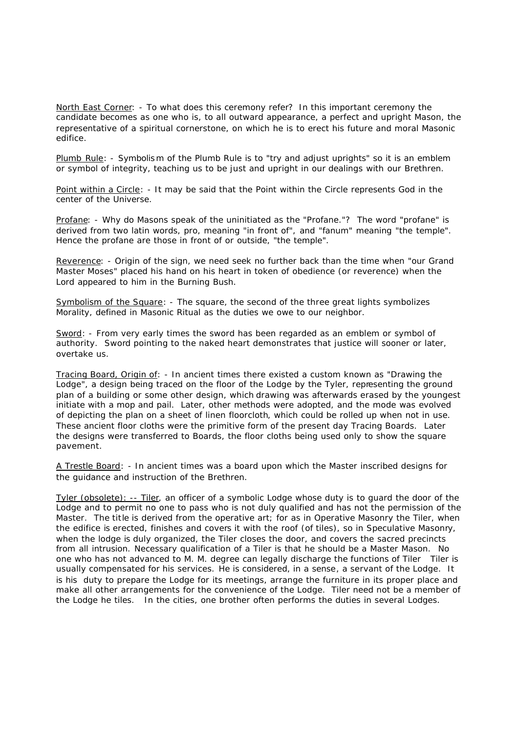North East Corner: - To what does this ceremony refer? In this important ceremony the candidate becomes as one who is, to all outward appearance, a perfect and upright Mason, the representative of a spiritual cornerstone, on which he is to erect his future and moral Masonic edifice.

Plumb Rule: - Symbolism of the Plumb Rule is to "try and adjust uprights" so it is an emblem or symbol of integrity, teaching us to be just and upright in our dealings with our Brethren.

Point within a Circle: - It may be said that the Point within the Circle represents God in the center of the Universe.

Profane: - Why do Masons speak of the uninitiated as the "Profane."? The word "profane" is derived from two latin words, pro, meaning "in front of", and "fanum" meaning "the temple". Hence the profane are those in front of or outside, "the temple".

Reverence: - Origin of the sign, we need seek no further back than the time when "our Grand Master Moses" placed his hand on his heart in token of obedience (or reverence) when the Lord appeared to him in the Burning Bush.

Symbolism of the Square: - The square, the second of the three great lights symbolizes Morality, defined in Masonic Ritual as the duties we owe to our neighbor.

Sword: - From very early times the sword has been regarded as an emblem or symbol of authority. Sword pointing to the naked heart demonstrates that justice will sooner or later, overtake us.

Tracing Board, Origin of: - In ancient times there existed a custom known as "Drawing the Lodge", a design being traced on the floor of the Lodge by the Tyler, representing the ground plan of a building or some other design, which drawing was afterwards erased by the youngest initiate with a mop and pail. Later, other methods were adopted, and the mode was evolved of depicting the plan on a sheet of linen floorcloth, which could be rolled up when not in use. These ancient floor cloths were the primitive form of the present day Tracing Boards. Later the designs were transferred to Boards, the floor cloths being used only to show the square pavement.

A Trestle Board: - In ancient times was a board upon which the Master inscribed designs for the guidance and instruction of the Brethren.

Tyler (obsolete): -- Tiler, an officer of a symbolic Lodge whose duty is to guard the door of the Lodge and to permit no one to pass who is not duly qualified and has not the permission of the Master. The title is derived from the operative art; for as in Operative Masonry the Tiler, when the edifice is erected, finishes and covers it with the roof (of tiles), so in Speculative Masonry, when the lodge is duly organized, the Tiler closes the door, and covers the sacred precincts from all intrusion. Necessary qualification of a Tiler is that he should be a Master Mason. No one who has not advanced to M. M. degree can legally discharge the functions of Tiler Tiler is usually compensated for his services. He is considered, in a sense, a servant of the Lodge. It is his duty to prepare the Lodge for its meetings, arrange the furniture in its proper place and make all other arrangements for the convenience of the Lodge. Tiler need not be a member of the Lodge he tiles. In the cities, one brother often performs the duties in several Lodges.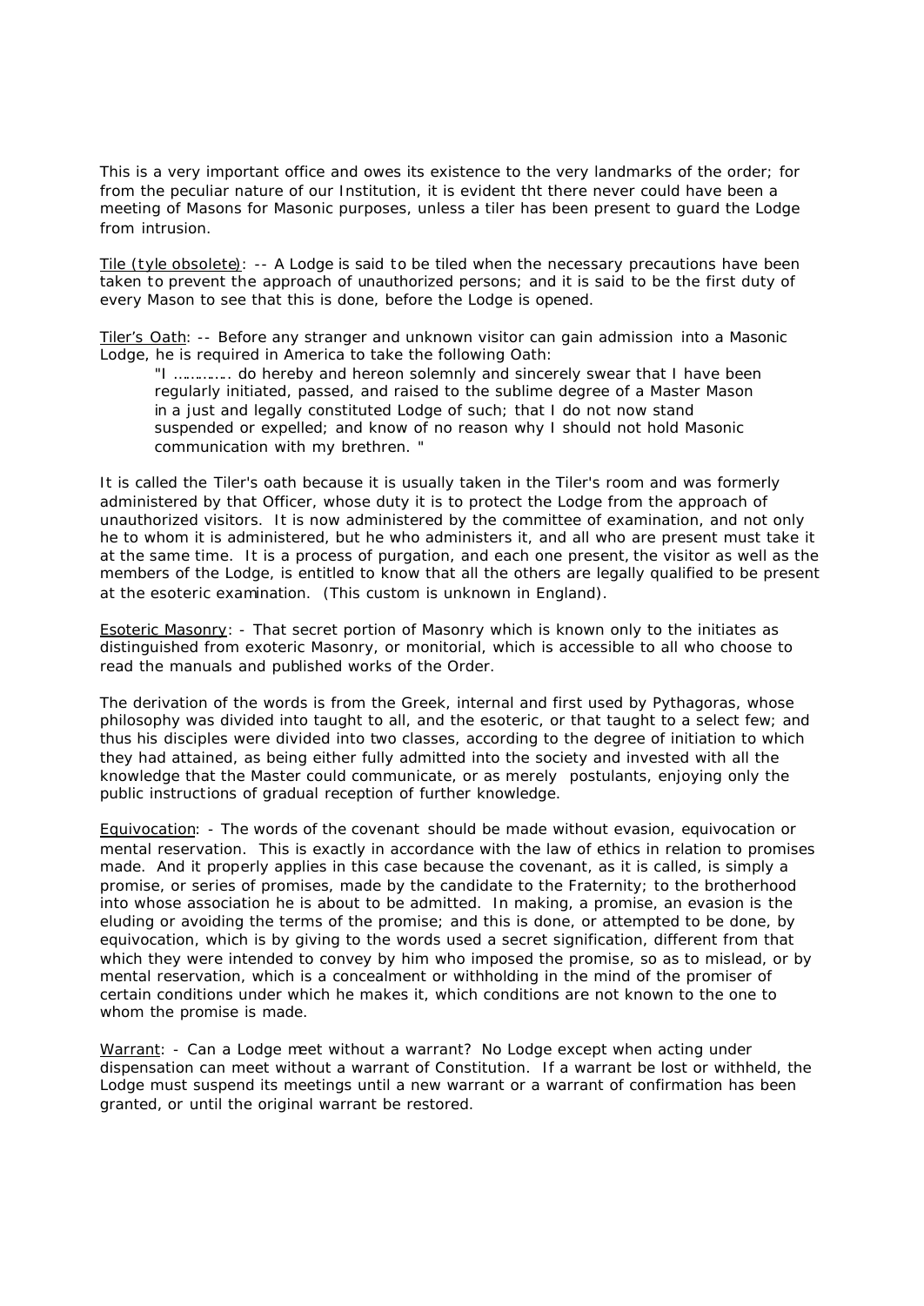This is a very important office and owes its existence to the very landmarks of the order; for from the peculiar nature of our Institution, it is evident tht there never could have been a meeting of Masons for Masonic purposes, unless a tiler has been present to guard the Lodge from intrusion.

Tile (tyle obsolete): -- A Lodge is said to be tiled when the necessary precautions have been taken to prevent the approach of unauthorized persons; and it is said to be the first duty of every Mason to see that this is done, before the Lodge is opened.

Tiler's Oath: -- Before any stranger and unknown visitor can gain admission into a Masonic Lodge, he is required in America to take the following Oath:

> "I ………….. do hereby and hereon solemnly and sincerely swear that I have been regularly initiated, passed, and raised to the sublime degree of a Master Mason in a just and legally constituted Lodge of such; that I do not now stand suspended or expelled; and know of no reason why I should not hold Masonic communication with my brethren. "

It is called the Tiler's oath because it is usually taken in the Tiler's room and was formerly administered by that Officer, whose duty it is to protect the Lodge from the approach of unauthorized visitors. It is now administered by the committee of examination, and not only he to whom it is administered, but he who administers it, and all who are present must take it at the same time. It is a process of purgation, and each one present, the visitor as well as the members of the Lodge, is entitled to know that all the others are legally qualified to be present at the esoteric examination. (This custom is unknown in England).

Esoteric Masonry: - That secret portion of Masonry which is known only to the initiates as distinguished from exoteric Masonry, or monitorial, which is accessible to all who choose to read the manuals and published works of the Order.

The derivation of the words is from the Greek, internal and first used by Pythagoras, whose philosophy was divided into taught to all, and the esoteric, or that taught to a select few; and thus his disciples were divided into two classes, according to the degree of initiation to which they had attained, as being either fully admitted into the society and invested with all the knowledge that the Master could communicate, or as merely postulants, enjoying only the public instructions of gradual reception of further knowledge.

Equivocation: - The words of the covenant should be made without evasion, equivocation or mental reservation. This is exactly in accordance with the law of ethics in relation to promises made. And it properly applies in this case because the covenant, as it is called, is simply a promise, or series of promises, made by the candidate to the Fraternity; to the brotherhood into whose association he is about to be admitted. In making, a promise, an evasion is the eluding or avoiding the terms of the promise; and this is done, or attempted to be done, by equivocation, which is by giving to the words used a secret signification, different from that which they were intended to convey by him who imposed the promise, so as to mislead, or by mental reservation, which is a concealment or withholding in the mind of the promiser of certain conditions under which he makes it, which conditions are not known to the one to whom the promise is made.

Warrant: - Can a Lodge meet without a warrant? No Lodge except when acting under dispensation can meet without a warrant of Constitution. If a warrant be lost or withheld, the Lodge must suspend its meetings until a new warrant or a warrant of confirmation has been granted, or until the original warrant be restored.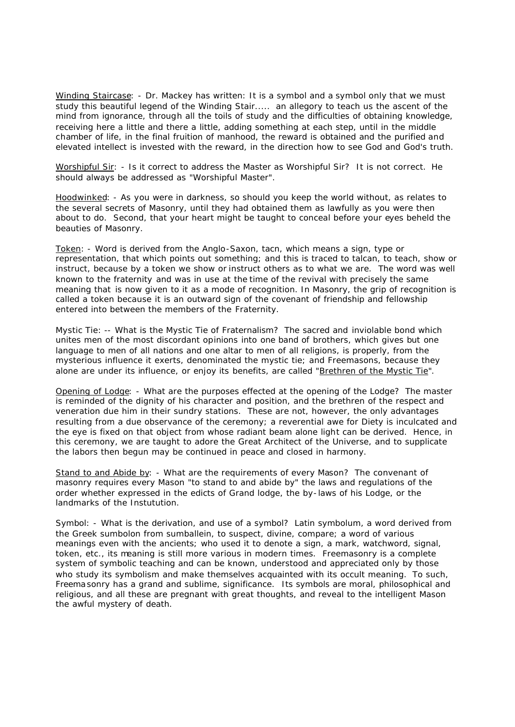Winding Staircase: - Dr. Mackey has written: It is a symbol and a symbol only that we must study this beautiful legend of the Winding Stair..... an allegory to teach us the ascent of the mind from ignorance, through all the toils of study and the difficulties of obtaining knowledge, receiving here a little and there a little, adding something at each step, until in the middle chamber of life, in the final fruition of manhood, the reward is obtained and the purified and elevated intellect is invested with the reward, in the direction how to see God and God's truth.

Worshipful Sir: - Is it correct to address the Master as Worshipful Sir? It is not correct. He should always be addressed as "Worshipful Master".

Hoodwinked: - As you were in darkness, so should you keep the world without, as relates to the several secrets of Masonry, until they had obtained them as lawfully as you were then about to do. Second, that your heart might be taught to conceal before your eyes beheld the beauties of Masonry.

Token: - Word is derived from the Anglo-Saxon, tacn, which means a sign, type or representation, that which points out something; and this is traced to talcan, to teach, show or instruct, because by a token we show or instruct others as to what we are. The word was well known to the fraternity and was in use at the time of the revival with precisely the same meaning that is now given to it as a mode of recognition. In Masonry, the grip of recognition is called a token because it is an outward sign of the covenant of friendship and fellowship entered into between the members of the Fraternity.

Mystic Tie: -- What is the Mystic Tie of Fraternalism? The sacred and inviolable bond which unites men of the most discordant opinions into one band of brothers, which gives but one language to men of all nations and one altar to men of all religions, is properly, from the mysterious influence it exerts, denominated the mystic tie; and Freemasons, because they alone are under its influence, or enjoy its benefits, are called "Brethren of the Mystic Tie".

Opening of Lodge: - What are the purposes effected at the opening of the Lodge? The master is reminded of the dignity of his character and position, and the brethren of the respect and veneration due him in their sundry stations. These are not, however, the only advantages resulting from a due observance of the ceremony; a reverential awe for Diety is inculcated and the eye is fixed on that object from whose radiant beam alone light can be derived. Hence, in this ceremony, we are taught to adore the Great Architect of the Universe, and to supplicate the labors then begun may be continued in peace and closed in harmony.

Stand to and Abide by: - What are the requirements of every Mason? The convenant of masonry requires every Mason "to stand to and abide by" the laws and regulations of the order whether expressed in the edicts of Grand lodge, the by-laws of his Lodge, or the landmarks of the Instutution.

Symbol: - What is the derivation, and use of a symbol? Latin symbolum, a word derived from the Greek sumbolon from sumballein, to suspect, divine, compare; a word of various meanings even with the ancients; who used it to denote a sign, a mark, watchword, signal, token, etc., its meaning is still more various in modern times. Freemasonry is a complete system of symbolic teaching and can be known, understood and appreciated only by those who study its symbolism and make themselves acquainted with its occult meaning. To such, Freemasonry has a grand and sublime, significance. Its symbols are moral, philosophical and religious, and all these are pregnant with great thoughts, and reveal to the intelligent Mason the awful mystery of death.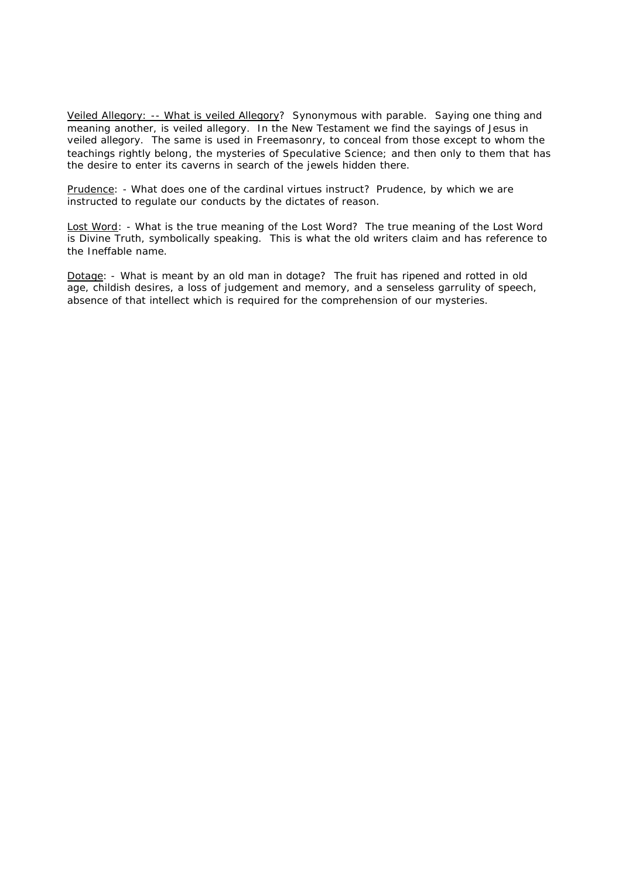<u>Veiled Allegory: -- What is veiled Allegory</u>? Synonymous with parable. Saying one thing and meaning another, is veiled allegory. In the New Testament we find the sayings of Jesus in veiled allegory. The same is used in Freemasonry, to conceal from those except to whom the teachings rightly belong, the mysteries of Speculative Science; and then only to them that has the desire to enter its caverns in search of the jewels hidden there.

<u>Prudence</u>: - What does one of the cardinal virtues instruct? Prudence, by which we are instructed to regulate our conducts by the dictates of reason.

<u>Lost Word</u>: - What is the true meaning of the Lost Word? The true meaning of the Lost Word is Divine Truth, symbolically speaking. This is what the old writers claim and has reference to the Ineffable name.

<u>Dotage</u>: - What is meant by an old man in dotage? The fruit has ripened and rotted in old age, childish desires, a loss of judgement and memory, and a senseless garrulity of speech, absence of that intellect which is required for the comprehension of our mysteries.